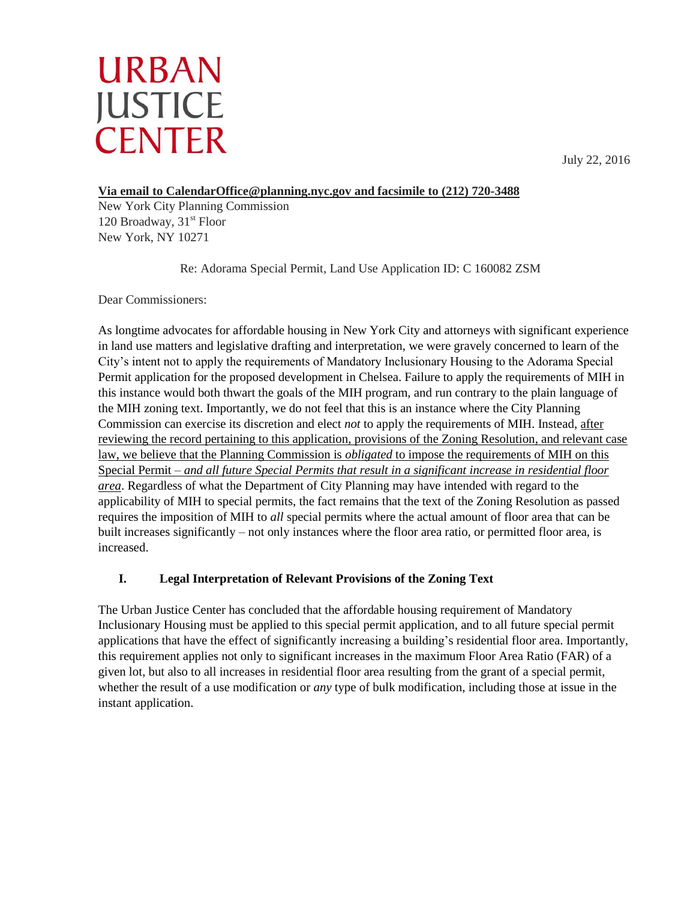# URBAN JUSTICE CENTER

July 22, 2016

<u>**Via email to CalendarOffice@planning.nyc.gov and facsimile to (212) 720-3488**</u>

New York City Planning Commission
120 Broadway, 31st Floor
New York, NY 10271

Re: Adorama Special Permit, Land Use Application ID: C 160082 ZSM

Dear Commissioners:

As longtime advocates for affordable housing in New York City and attorneys with significant experience in land use matters and legislative drafting and interpretation, we were gravely concerned to learn of the City's intent not to apply the requirements of Mandatory Inclusionary Housing to the Adorama Special Permit application for the proposed development in Chelsea. Failure to apply the requirements of MIH in this instance would both thwart the goals of the MIH program, and run contrary to the plain language of the MIH zoning text. Importantly, we do not feel that this is an instance where the City Planning Commission can exercise its discretion and elect *not* to apply the requirements of MIH. Instead, <u>after reviewing the record pertaining to this application, provisions of the Zoning Resolution, and relevant case law, we believe that the Planning Commission is *obligated* to impose the requirements of MIH on this Special Permit – *and all future Special Permits that result in a significant increase in residential floor area*</u>. Regardless of what the Department of City Planning may have intended with regard to the applicability of MIH to special permits, the fact remains that the text of the Zoning Resolution as passed requires the imposition of MIH to *all* special permits where the actual amount of floor area that can be built increases significantly – not only instances where the floor area ratio, or permitted floor area, is increased.

## I. Legal Interpretation of Relevant Provisions of the Zoning Text

The Urban Justice Center has concluded that the affordable housing requirement of Mandatory Inclusionary Housing must be applied to this special permit application, and to all future special permit applications that have the effect of significantly increasing a building's residential floor area. Importantly, this requirement applies not only to significant increases in the maximum Floor Area Ratio (FAR) of a given lot, but also to all increases in residential floor area resulting from the grant of a special permit, whether the result of a use modification or *any* type of bulk modification, including those at issue in the instant application.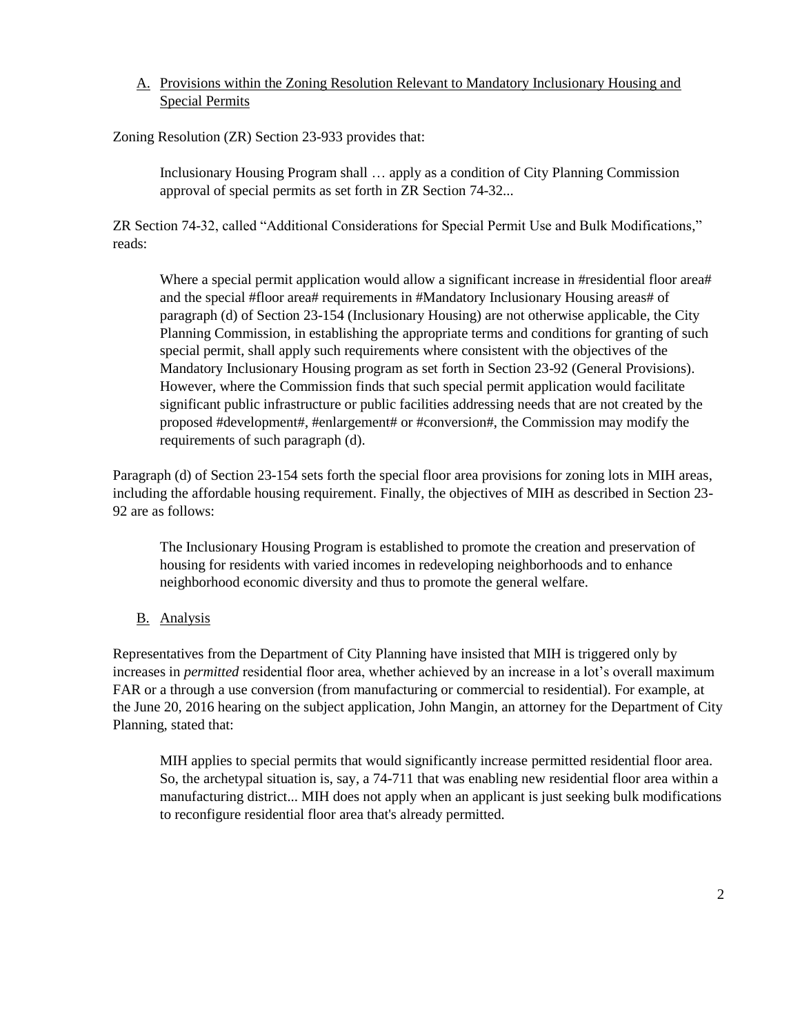A. <u>Provisions within the Zoning Resolution Relevant to Mandatory Inclusionary Housing and Special Permits</u>

Zoning Resolution (ZR) Section 23-933 provides that:

> Inclusionary Housing Program shall … apply as a condition of City Planning Commission approval of special permits as set forth in ZR Section 74-32...

ZR Section 74-32, called "Additional Considerations for Special Permit Use and Bulk Modifications," reads:

> Where a special permit application would allow a significant increase in #residential floor area# and the special #floor area# requirements in #Mandatory Inclusionary Housing areas# of paragraph (d) of Section 23-154 (Inclusionary Housing) are not otherwise applicable, the City Planning Commission, in establishing the appropriate terms and conditions for granting of such special permit, shall apply such requirements where consistent with the objectives of the Mandatory Inclusionary Housing program as set forth in Section 23-92 (General Provisions). However, where the Commission finds that such special permit application would facilitate significant public infrastructure or public facilities addressing needs that are not created by the proposed #development#, #enlargement# or #conversion#, the Commission may modify the requirements of such paragraph (d).

Paragraph (d) of Section 23-154 sets forth the special floor area provisions for zoning lots in MIH areas, including the affordable housing requirement. Finally, the objectives of MIH as described in Section 23-92 are as follows:

> The Inclusionary Housing Program is established to promote the creation and preservation of housing for residents with varied incomes in redeveloping neighborhoods and to enhance neighborhood economic diversity and thus to promote the general welfare.

B. <u>Analysis</u>

Representatives from the Department of City Planning have insisted that MIH is triggered only by increases in *permitted* residential floor area, whether achieved by an increase in a lot's overall maximum FAR or a through a use conversion (from manufacturing or commercial to residential). For example, at the June 20, 2016 hearing on the subject application, John Mangin, an attorney for the Department of City Planning, stated that:

> MIH applies to special permits that would significantly increase permitted residential floor area. So, the archetypal situation is, say, a 74-711 that was enabling new residential floor area within a manufacturing district... MIH does not apply when an applicant is just seeking bulk modifications to reconfigure residential floor area that's already permitted.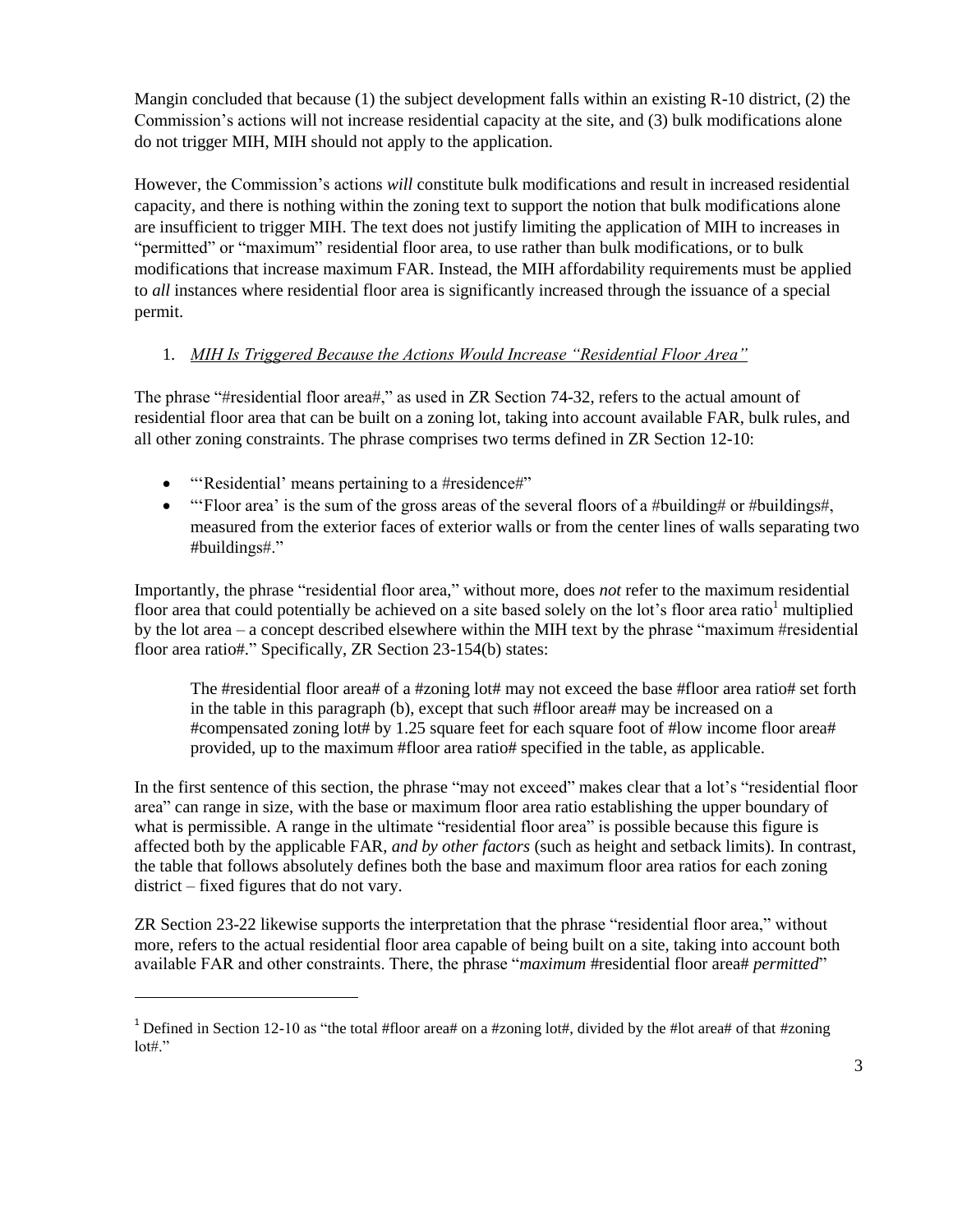Mangin concluded that because (1) the subject development falls within an existing R-10 district, (2) the Commission's actions will not increase residential capacity at the site, and (3) bulk modifications alone do not trigger MIH, MIH should not apply to the application.

However, the Commission's actions *will* constitute bulk modifications and result in increased residential capacity, and there is nothing within the zoning text to support the notion that bulk modifications alone are insufficient to trigger MIH. The text does not justify limiting the application of MIH to increases in "permitted" or "maximum" residential floor area, to use rather than bulk modifications, or to bulk modifications that increase maximum FAR. Instead, the MIH affordability requirements must be applied to *all* instances where residential floor area is significantly increased through the issuance of a special permit.

1. *MIH Is Triggered Because the Actions Would Increase "Residential Floor Area"*

The phrase "#residential floor area#," as used in ZR Section 74-32, refers to the actual amount of residential floor area that can be built on a zoning lot, taking into account available FAR, bulk rules, and all other zoning constraints. The phrase comprises two terms defined in ZR Section 12-10:

- "'Residential' means pertaining to a #residence#"
- "'Floor area' is the sum of the gross areas of the several floors of a #building# or #buildings#, measured from the exterior faces of exterior walls or from the center lines of walls separating two #buildings#."

Importantly, the phrase "residential floor area," without more, does *not* refer to the maximum residential floor area that could potentially be achieved on a site based solely on the lot's floor area ratio[1] multiplied by the lot area – a concept described elsewhere within the MIH text by the phrase "maximum #residential floor area ratio#." Specifically, ZR Section 23-154(b) states:

> The #residential floor area# of a #zoning lot# may not exceed the base #floor area ratio# set forth in the table in this paragraph (b), except that such #floor area# may be increased on a #compensated zoning lot# by 1.25 square feet for each square foot of #low income floor area# provided, up to the maximum #floor area ratio# specified in the table, as applicable.

In the first sentence of this section, the phrase "may not exceed" makes clear that a lot's "residential floor area" can range in size, with the base or maximum floor area ratio establishing the upper boundary of what is permissible. A range in the ultimate "residential floor area" is possible because this figure is affected both by the applicable FAR, *and by other factors* (such as height and setback limits). In contrast, the table that follows absolutely defines both the base and maximum floor area ratios for each zoning district – fixed figures that do not vary.

ZR Section 23-22 likewise supports the interpretation that the phrase "residential floor area," without more, refers to the actual residential floor area capable of being built on a site, taking into account both available FAR and other constraints. There, the phrase "*maximum* #residential floor area# *permitted*"

[1] Defined in Section 12-10 as "the total #floor area# on a #zoning lot#, divided by the #lot area# of that #zoning lot#."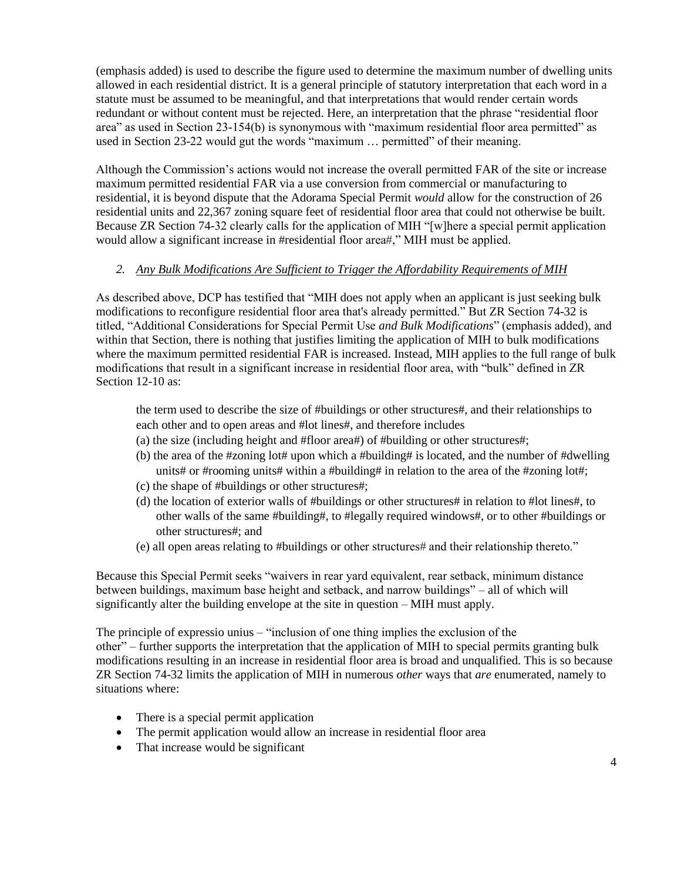(emphasis added) is used to describe the figure used to determine the maximum number of dwelling units allowed in each residential district. It is a general principle of statutory interpretation that each word in a statute must be assumed to be meaningful, and that interpretations that would render certain words redundant or without content must be rejected. Here, an interpretation that the phrase "residential floor area" as used in Section 23-154(b) is synonymous with "maximum residential floor area permitted" as used in Section 23-22 would gut the words "maximum … permitted" of their meaning.

Although the Commission's actions would not increase the overall permitted FAR of the site or increase maximum permitted residential FAR via a use conversion from commercial or manufacturing to residential, it is beyond dispute that the Adorama Special Permit *would* allow for the construction of 26 residential units and 22,367 zoning square feet of residential floor area that could not otherwise be built. Because ZR Section 74-32 clearly calls for the application of MIH "[w]here a special permit application would allow a significant increase in #residential floor area#," MIH must be applied.

*2. Any Bulk Modifications Are Sufficient to Trigger the Affordability Requirements of MIH*

As described above, DCP has testified that "MIH does not apply when an applicant is just seeking bulk modifications to reconfigure residential floor area that's already permitted." But ZR Section 74-32 is titled, "Additional Considerations for Special Permit Use *and Bulk Modifications*" (emphasis added), and within that Section, there is nothing that justifies limiting the application of MIH to bulk modifications where the maximum permitted residential FAR is increased. Instead, MIH applies to the full range of bulk modifications that result in a significant increase in residential floor area, with "bulk" defined in ZR Section 12-10 as:

> the term used to describe the size of #buildings or other structures#, and their relationships to each other and to open areas and #lot lines#, and therefore includes
> (a) the size (including height and #floor area#) of #building or other structures#;
> (b) the area of the #zoning lot# upon which a #building# is located, and the number of #dwelling units# or #rooming units# within a #building# in relation to the area of the #zoning lot#;
> (c) the shape of #buildings or other structures#;
> (d) the location of exterior walls of #buildings or other structures# in relation to #lot lines#, to other walls of the same #building#, to #legally required windows#, or to other #buildings or other structures#; and
> (e) all open areas relating to #buildings or other structures# and their relationship thereto."

Because this Special Permit seeks "waivers in rear yard equivalent, rear setback, minimum distance between buildings, maximum base height and setback, and narrow buildings" – all of which will significantly alter the building envelope at the site in question – MIH must apply.

The principle of expressio unius – "inclusion of one thing implies the exclusion of the other" – further supports the interpretation that the application of MIH to special permits granting bulk modifications resulting in an increase in residential floor area is broad and unqualified. This is so because ZR Section 74-32 limits the application of MIH in numerous *other* ways that *are* enumerated, namely to situations where:

- There is a special permit application
- The permit application would allow an increase in residential floor area
- That increase would be significant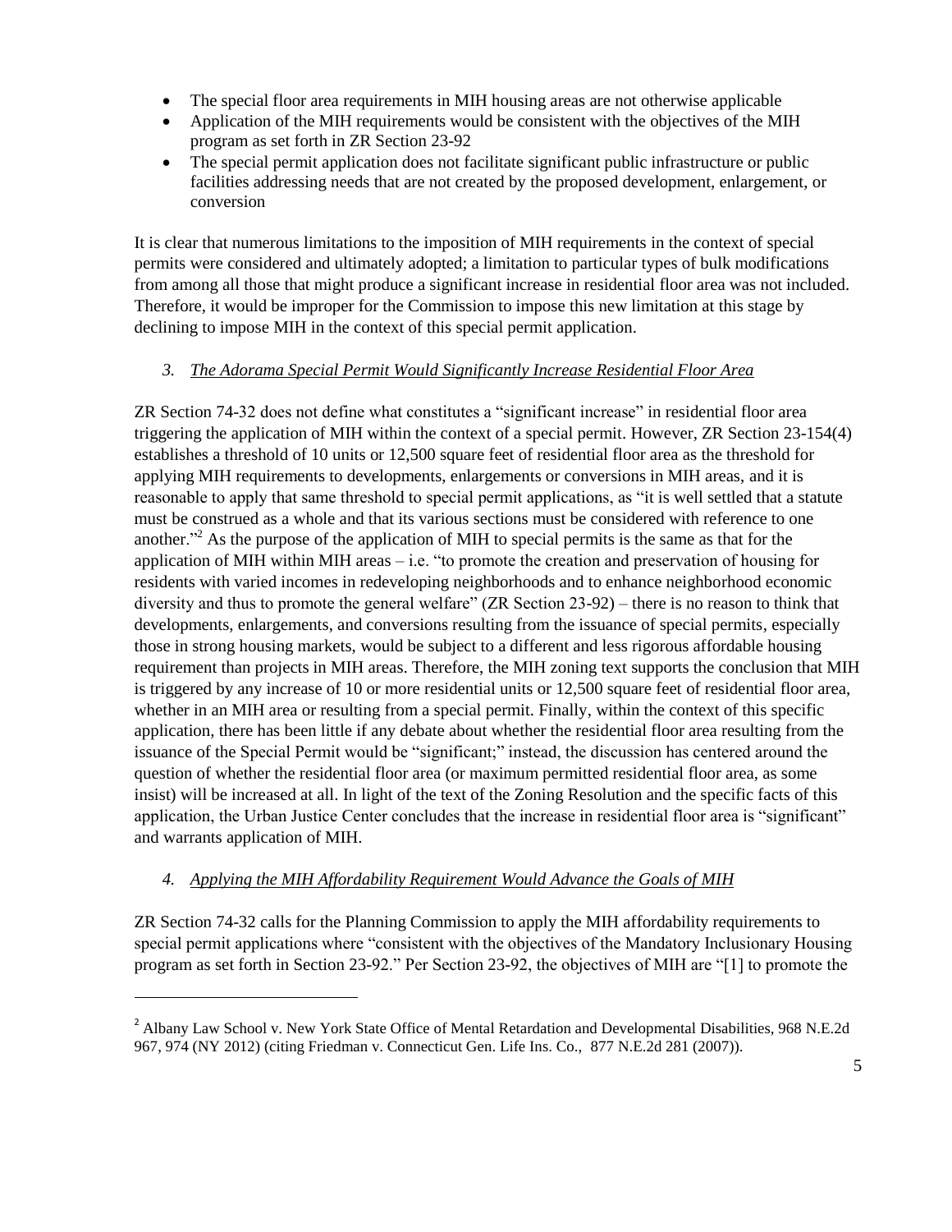- The special floor area requirements in MIH housing areas are not otherwise applicable
- Application of the MIH requirements would be consistent with the objectives of the MIH program as set forth in ZR Section 23-92
- The special permit application does not facilitate significant public infrastructure or public facilities addressing needs that are not created by the proposed development, enlargement, or conversion

It is clear that numerous limitations to the imposition of MIH requirements in the context of special permits were considered and ultimately adopted; a limitation to particular types of bulk modifications from among all those that might produce a significant increase in residential floor area was not included. Therefore, it would be improper for the Commission to impose this new limitation at this stage by declining to impose MIH in the context of this special permit application.

### *3. The Adorama Special Permit Would Significantly Increase Residential Floor Area*

ZR Section 74-32 does not define what constitutes a "significant increase" in residential floor area triggering the application of MIH within the context of a special permit. However, ZR Section 23-154(4) establishes a threshold of 10 units or 12,500 square feet of residential floor area as the threshold for applying MIH requirements to developments, enlargements or conversions in MIH areas, and it is reasonable to apply that same threshold to special permit applications, as "it is well settled that a statute must be construed as a whole and that its various sections must be considered with reference to one another."[2] As the purpose of the application of MIH to special permits is the same as that for the application of MIH within MIH areas – i.e. "to promote the creation and preservation of housing for residents with varied incomes in redeveloping neighborhoods and to enhance neighborhood economic diversity and thus to promote the general welfare" (ZR Section 23-92) – there is no reason to think that developments, enlargements, and conversions resulting from the issuance of special permits, especially those in strong housing markets, would be subject to a different and less rigorous affordable housing requirement than projects in MIH areas. Therefore, the MIH zoning text supports the conclusion that MIH is triggered by any increase of 10 or more residential units or 12,500 square feet of residential floor area, whether in an MIH area or resulting from a special permit. Finally, within the context of this specific application, there has been little if any debate about whether the residential floor area resulting from the issuance of the Special Permit would be "significant;" instead, the discussion has centered around the question of whether the residential floor area (or maximum permitted residential floor area, as some insist) will be increased at all. In light of the text of the Zoning Resolution and the specific facts of this application, the Urban Justice Center concludes that the increase in residential floor area is "significant" and warrants application of MIH.

### *4. Applying the MIH Affordability Requirement Would Advance the Goals of MIH*

ZR Section 74-32 calls for the Planning Commission to apply the MIH affordability requirements to special permit applications where "consistent with the objectives of the Mandatory Inclusionary Housing program as set forth in Section 23-92." Per Section 23-92, the objectives of MIH are "[1] to promote the

---

[2] Albany Law School v. New York State Office of Mental Retardation and Developmental Disabilities, 968 N.E.2d 967, 974 (NY 2012) (citing Friedman v. Connecticut Gen. Life Ins. Co., 877 N.E.2d 281 (2007)).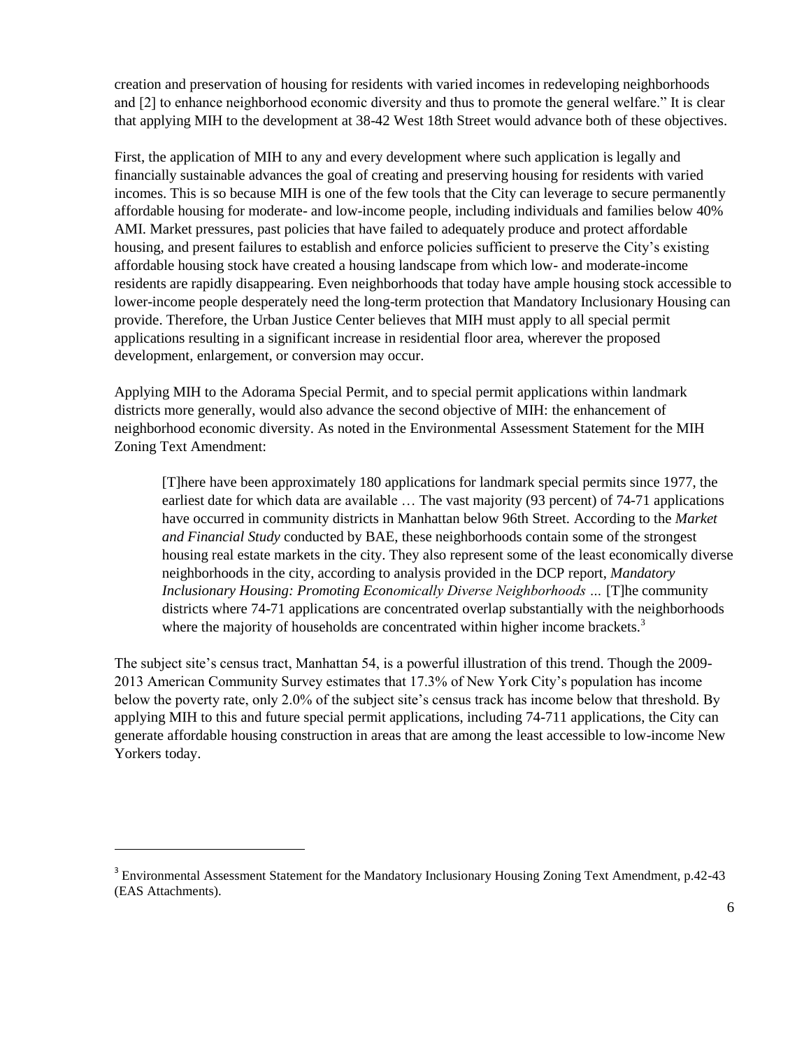creation and preservation of housing for residents with varied incomes in redeveloping neighborhoods and [2] to enhance neighborhood economic diversity and thus to promote the general welfare." It is clear that applying MIH to the development at 38-42 West 18th Street would advance both of these objectives.

First, the application of MIH to any and every development where such application is legally and financially sustainable advances the goal of creating and preserving housing for residents with varied incomes. This is so because MIH is one of the few tools that the City can leverage to secure permanently affordable housing for moderate- and low-income people, including individuals and families below 40% AMI. Market pressures, past policies that have failed to adequately produce and protect affordable housing, and present failures to establish and enforce policies sufficient to preserve the City's existing affordable housing stock have created a housing landscape from which low- and moderate-income residents are rapidly disappearing. Even neighborhoods that today have ample housing stock accessible to lower-income people desperately need the long-term protection that Mandatory Inclusionary Housing can provide. Therefore, the Urban Justice Center believes that MIH must apply to all special permit applications resulting in a significant increase in residential floor area, wherever the proposed development, enlargement, or conversion may occur.

Applying MIH to the Adorama Special Permit, and to special permit applications within landmark districts more generally, would also advance the second objective of MIH: the enhancement of neighborhood economic diversity. As noted in the Environmental Assessment Statement for the MIH Zoning Text Amendment:

> [T]here have been approximately 180 applications for landmark special permits since 1977, the earliest date for which data are available … The vast majority (93 percent) of 74-71 applications have occurred in community districts in Manhattan below 96th Street. According to the *Market and Financial Study* conducted by BAE, these neighborhoods contain some of the strongest housing real estate markets in the city. They also represent some of the least economically diverse neighborhoods in the city, according to analysis provided in the DCP report, *Mandatory Inclusionary Housing: Promoting Economically Diverse Neighborhoods …* [T]he community districts where 74-71 applications are concentrated overlap substantially with the neighborhoods where the majority of households are concentrated within higher income brackets.[3]

The subject site's census tract, Manhattan 54, is a powerful illustration of this trend. Though the 2009-2013 American Community Survey estimates that 17.3% of New York City's population has income below the poverty rate, only 2.0% of the subject site's census track has income below that threshold. By applying MIH to this and future special permit applications, including 74-711 applications, the City can generate affordable housing construction in areas that are among the least accessible to low-income New Yorkers today.

[3] Environmental Assessment Statement for the Mandatory Inclusionary Housing Zoning Text Amendment, p.42-43 (EAS Attachments).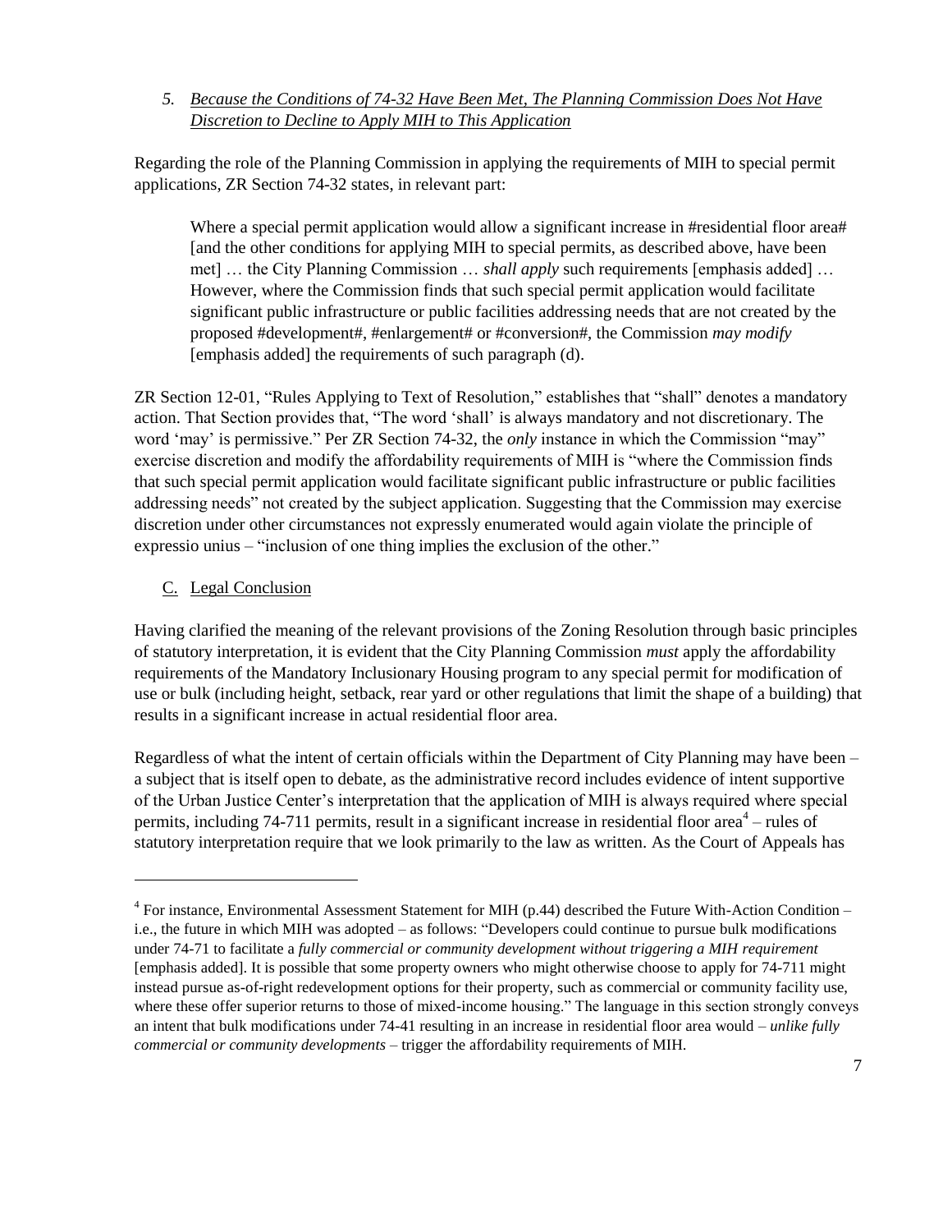*5. <u>Because the Conditions of 74-32 Have Been Met, The Planning Commission Does Not Have Discretion to Decline to Apply MIH to This Application</u>*

Regarding the role of the Planning Commission in applying the requirements of MIH to special permit applications, ZR Section 74-32 states, in relevant part:

> Where a special permit application would allow a significant increase in #residential floor area# [and the other conditions for applying MIH to special permits, as described above, have been met] … the City Planning Commission … *shall apply* such requirements [emphasis added] … However, where the Commission finds that such special permit application would facilitate significant public infrastructure or public facilities addressing needs that are not created by the proposed #development#, #enlargement# or #conversion#, the Commission *may modify* [emphasis added] the requirements of such paragraph (d).

ZR Section 12-01, "Rules Applying to Text of Resolution," establishes that "shall" denotes a mandatory action. That Section provides that, "The word 'shall' is always mandatory and not discretionary. The word 'may' is permissive." Per ZR Section 74-32, the *only* instance in which the Commission "may" exercise discretion and modify the affordability requirements of MIH is "where the Commission finds that such special permit application would facilitate significant public infrastructure or public facilities addressing needs" not created by the subject application. Suggesting that the Commission may exercise discretion under other circumstances not expressly enumerated would again violate the principle of expressio unius – "inclusion of one thing implies the exclusion of the other."

C. <u>Legal Conclusion</u>

Having clarified the meaning of the relevant provisions of the Zoning Resolution through basic principles of statutory interpretation, it is evident that the City Planning Commission *must* apply the affordability requirements of the Mandatory Inclusionary Housing program to any special permit for modification of use or bulk (including height, setback, rear yard or other regulations that limit the shape of a building) that results in a significant increase in actual residential floor area.

Regardless of what the intent of certain officials within the Department of City Planning may have been – a subject that is itself open to debate, as the administrative record includes evidence of intent supportive of the Urban Justice Center's interpretation that the application of MIH is always required where special permits, including 74-711 permits, result in a significant increase in residential floor area[4] – rules of statutory interpretation require that we look primarily to the law as written. As the Court of Appeals has

---

[4] For instance, Environmental Assessment Statement for MIH (p.44) described the Future With-Action Condition – i.e., the future in which MIH was adopted – as follows: "Developers could continue to pursue bulk modifications under 74-71 to facilitate a *fully commercial or community development without triggering a MIH requirement* [emphasis added]. It is possible that some property owners who might otherwise choose to apply for 74-711 might instead pursue as-of-right redevelopment options for their property, such as commercial or community facility use, where these offer superior returns to those of mixed-income housing." The language in this section strongly conveys an intent that bulk modifications under 74-41 resulting in an increase in residential floor area would – *unlike fully commercial or community developments* – trigger the affordability requirements of MIH.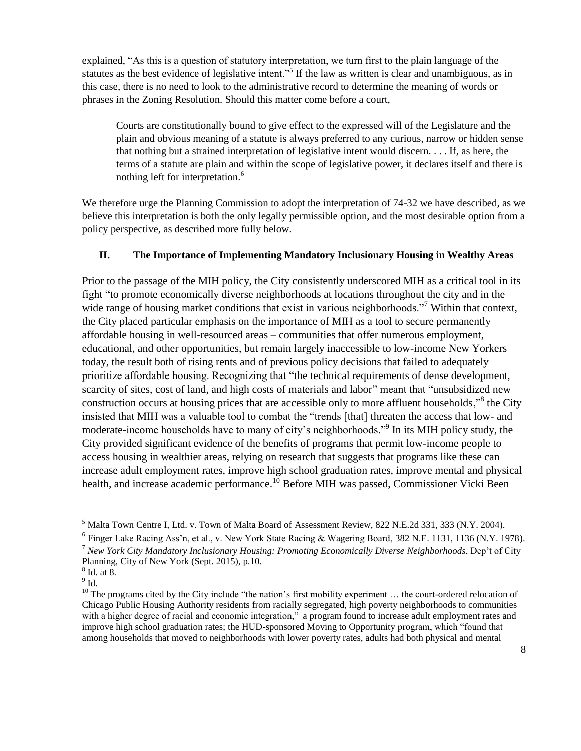explained, "As this is a question of statutory interpretation, we turn first to the plain language of the statutes as the best evidence of legislative intent."[5] If the law as written is clear and unambiguous, as in this case, there is no need to look to the administrative record to determine the meaning of words or phrases in the Zoning Resolution. Should this matter come before a court,

> Courts are constitutionally bound to give effect to the expressed will of the Legislature and the plain and obvious meaning of a statute is always preferred to any curious, narrow or hidden sense that nothing but a strained interpretation of legislative intent would discern. . . . If, as here, the terms of a statute are plain and within the scope of legislative power, it declares itself and there is nothing left for interpretation.[6]

We therefore urge the Planning Commission to adopt the interpretation of 74-32 we have described, as we believe this interpretation is both the only legally permissible option, and the most desirable option from a policy perspective, as described more fully below.

## II. The Importance of Implementing Mandatory Inclusionary Housing in Wealthy Areas

Prior to the passage of the MIH policy, the City consistently underscored MIH as a critical tool in its fight "to promote economically diverse neighborhoods at locations throughout the city and in the wide range of housing market conditions that exist in various neighborhoods."[7] Within that context, the City placed particular emphasis on the importance of MIH as a tool to secure permanently affordable housing in well-resourced areas – communities that offer numerous employment, educational, and other opportunities, but remain largely inaccessible to low-income New Yorkers today, the result both of rising rents and of previous policy decisions that failed to adequately prioritize affordable housing. Recognizing that "the technical requirements of dense development, scarcity of sites, cost of land, and high costs of materials and labor" meant that "unsubsidized new construction occurs at housing prices that are accessible only to more affluent households,"[8] the City insisted that MIH was a valuable tool to combat the "trends [that] threaten the access that low- and moderate-income households have to many of city's neighborhoods."[9] In its MIH policy study, the City provided significant evidence of the benefits of programs that permit low-income people to access housing in wealthier areas, relying on research that suggests that programs like these can increase adult employment rates, improve high school graduation rates, improve mental and physical health, and increase academic performance.[10] Before MIH was passed, Commissioner Vicki Been

---

[5] Malta Town Centre I, Ltd. v. Town of Malta Board of Assessment Review, 822 N.E.2d 331, 333 (N.Y. 2004).

[6] Finger Lake Racing Ass'n, et al., v. New York State Racing & Wagering Board, 382 N.E. 1131, 1136 (N.Y. 1978).

[7] *New York City Mandatory Inclusionary Housing: Promoting Economically Diverse Neighborhoods*, Dep't of City Planning, City of New York (Sept. 2015), p.10.

[8] Id. at 8.

[9] Id.

[10] The programs cited by the City include "the nation's first mobility experiment … the court-ordered relocation of Chicago Public Housing Authority residents from racially segregated, high poverty neighborhoods to communities with a higher degree of racial and economic integration," a program found to increase adult employment rates and improve high school graduation rates; the HUD-sponsored Moving to Opportunity program, which "found that among households that moved to neighborhoods with lower poverty rates, adults had both physical and mental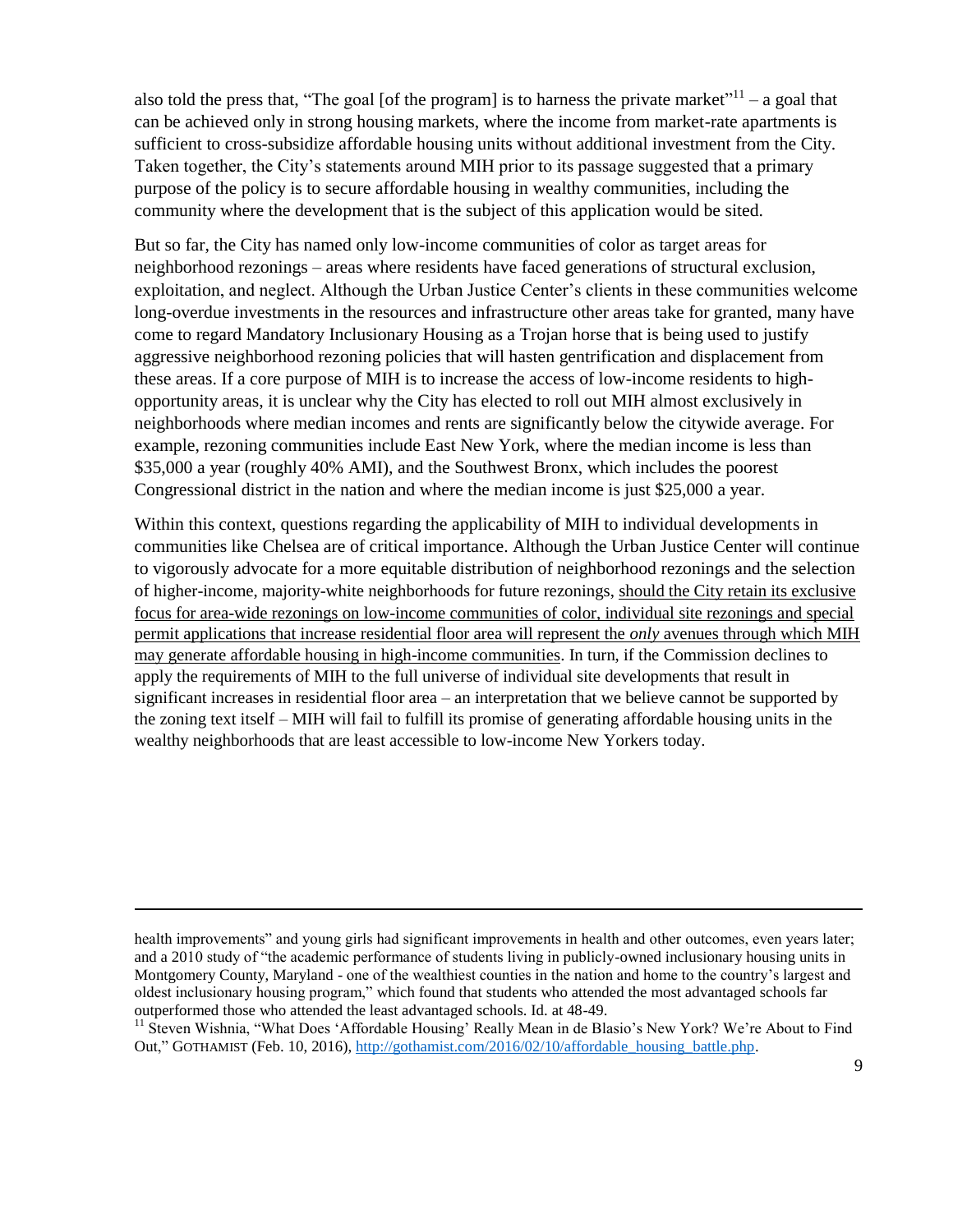also told the press that, "The goal [of the program] is to harness the private market"[11] – a goal that can be achieved only in strong housing markets, where the income from market-rate apartments is sufficient to cross-subsidize affordable housing units without additional investment from the City. Taken together, the City's statements around MIH prior to its passage suggested that a primary purpose of the policy is to secure affordable housing in wealthy communities, including the community where the development that is the subject of this application would be sited.

But so far, the City has named only low-income communities of color as target areas for neighborhood rezonings – areas where residents have faced generations of structural exclusion, exploitation, and neglect. Although the Urban Justice Center's clients in these communities welcome long-overdue investments in the resources and infrastructure other areas take for granted, many have come to regard Mandatory Inclusionary Housing as a Trojan horse that is being used to justify aggressive neighborhood rezoning policies that will hasten gentrification and displacement from these areas. If a core purpose of MIH is to increase the access of low-income residents to high-opportunity areas, it is unclear why the City has elected to roll out MIH almost exclusively in neighborhoods where median incomes and rents are significantly below the citywide average. For example, rezoning communities include East New York, where the median income is less than $35,000 a year (roughly 40% AMI), and the Southwest Bronx, which includes the poorest Congressional district in the nation and where the median income is just $25,000 a year.

Within this context, questions regarding the applicability of MIH to individual developments in communities like Chelsea are of critical importance. Although the Urban Justice Center will continue to vigorously advocate for a more equitable distribution of neighborhood rezonings and the selection of higher-income, majority-white neighborhoods for future rezonings, <u>should the City retain its exclusive focus for area-wide rezonings on low-income communities of color, individual site rezonings and special permit applications that increase residential floor area will represent the *only* avenues through which MIH may generate affordable housing in high-income communities</u>. In turn, if the Commission declines to apply the requirements of MIH to the full universe of individual site developments that result in significant increases in residential floor area – an interpretation that we believe cannot be supported by the zoning text itself – MIH will fail to fulfill its promise of generating affordable housing units in the wealthy neighborhoods that are least accessible to low-income New Yorkers today.

---

health improvements" and young girls had significant improvements in health and other outcomes, even years later; and a 2010 study of "the academic performance of students living in publicly-owned inclusionary housing units in Montgomery County, Maryland - one of the wealthiest counties in the nation and home to the country's largest and oldest inclusionary housing program," which found that students who attended the most advantaged schools far outperformed those who attended the least advantaged schools. Id. at 48-49.

[11] Steven Wishnia, "What Does 'Affordable Housing' Really Mean in de Blasio's New York? We're About to Find Out," GOTHAMIST (Feb. 10, 2016), http://gothamist.com/2016/02/10/affordable_housing_battle.php.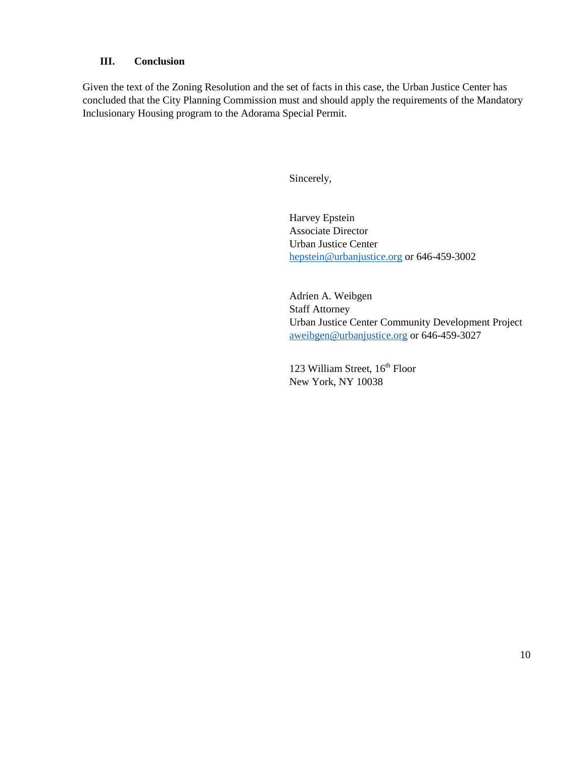## III. Conclusion

Given the text of the Zoning Resolution and the set of facts in this case, the Urban Justice Center has concluded that the City Planning Commission must and should apply the requirements of the Mandatory Inclusionary Housing program to the Adorama Special Permit.

Sincerely,

Harvey Epstein
Associate Director
Urban Justice Center
hepstein@urbanjustice.org or 646-459-3002

Adrien A. Weibgen
Staff Attorney
Urban Justice Center Community Development Project
aweibgen@urbanjustice.org or 646-459-3027

123 William Street, 16th Floor
New York, NY 10038